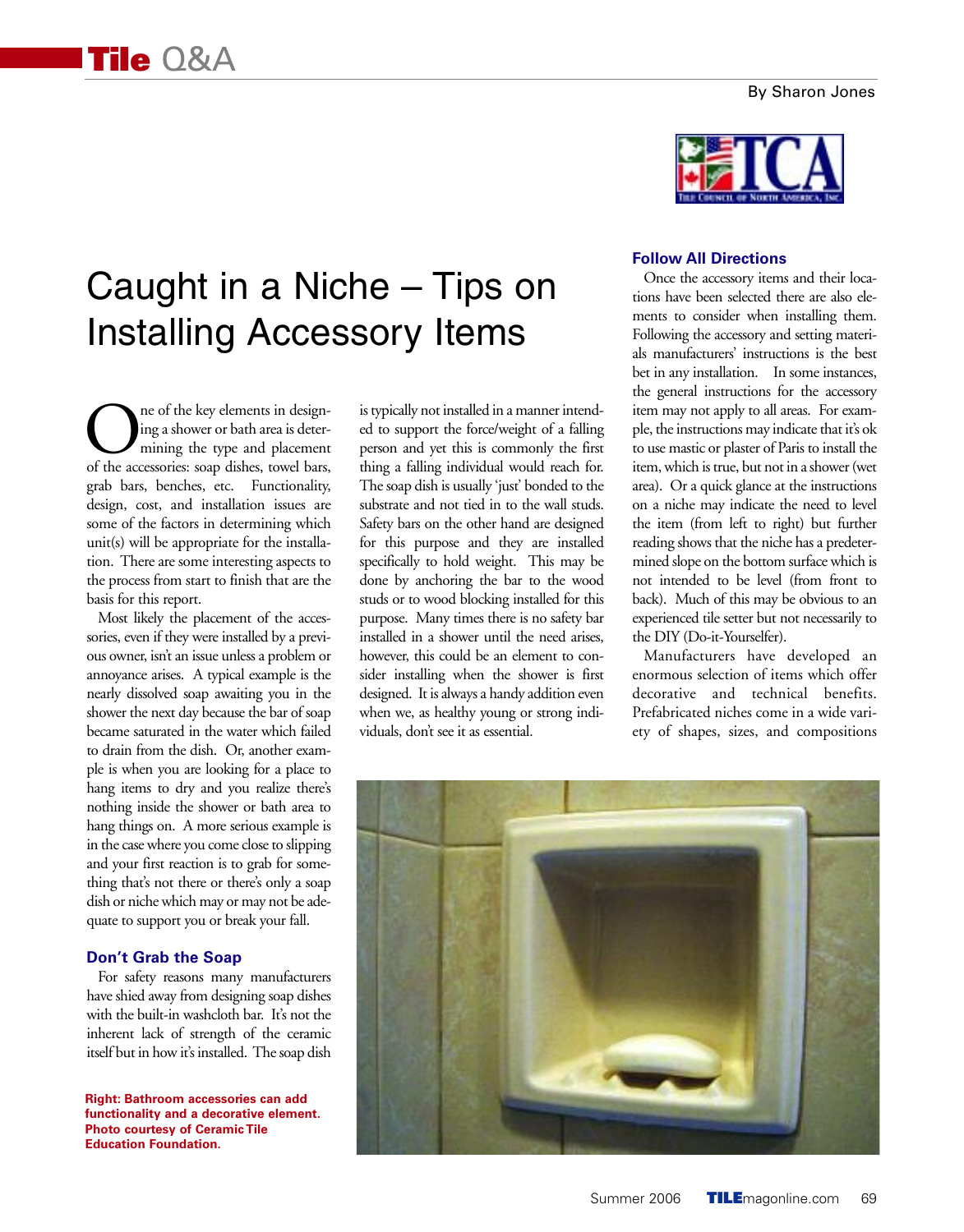By Sharon Jones

# Caught in a Niche – Tips on Installing Accessory Items

One of the key elements in designing a shower or bath area is determining the type and placement of the accessories: soap dishes, towel bars, grab bars, benches, etc. Functionality, design, cost, and installation issues are some of the factors in determining which unit(s) will be appropriate for the installation. There are some interesting aspects to the process from start to finish that are the basis for this report.

Most likely the placement of the accessories, even if they were installed by a previous owner, isn't an issue unless a problem or annoyance arises. A typical example is the nearly dissolved soap awaiting you in the shower the next day because the bar of soap became saturated in the water which failed to drain from the dish. Or, another example is when you are looking for a place to hang items to dry and you realize there's nothing inside the shower or bath area to hang things on. A more serious example is in the case where you come close to slipping and your first reaction is to grab for something that's not there or there's only a soap dish or niche which may or may not be adequate to support you or break your fall.

## Don't Grab the Soap

For safety reasons many manufacturers have shied away from designing soap dishes with the built-in washcloth bar. It's not the inherent lack of strength of the ceramic itself but in how it's installed. The soap dish is typically not installed in a manner intended to support the force/weight of a falling person and yet this is commonly the first thing a falling individual would reach for. The soap dish is usually 'just' bonded to the substrate and not tied in to the wall studs. Safety bars on the other hand are designed for this purpose and they are installed specifically to hold weight. This may be done by anchoring the bar to the wood studs or to wood blocking installed for this purpose. Many times there is no safety bar installed in a shower until the need arises, however, this could be an element to consider installing when the shower is first designed. It is always a handy addition even when we, as healthy young or strong individuals, don't see it as essential.

## Follow All Directions

Once the accessory items and their locations have been selected there are also elements to consider when installing them. Following the accessory and setting materials manufacturers' instructions is the best bet in any installation. In some instances, the general instructions for the accessory item may not apply to all areas. For example, the instructions may indicate that it's ok to use mastic or plaster of Paris to install the item, which is true, but not in a shower (wet area). Or a quick glance at the instructions on a niche may indicate the need to level the item (from left to right) but further reading shows that the niche has a predetermined slope on the bottom surface which is not intended to be level (from front to back). Much of this may be obvious to an experienced tile setter but not necessarily to the DIY (Do-it-Yourselfer).

Manufacturers have developed an enormous selection of items which offer decorative and technical benefits. Prefabricated niches come in a wide variety of shapes, sizes, and compositions

**Right: Bathroom accessories can add functionality and a decorative element. Photo courtesy of Ceramic Tile Education Foundation.**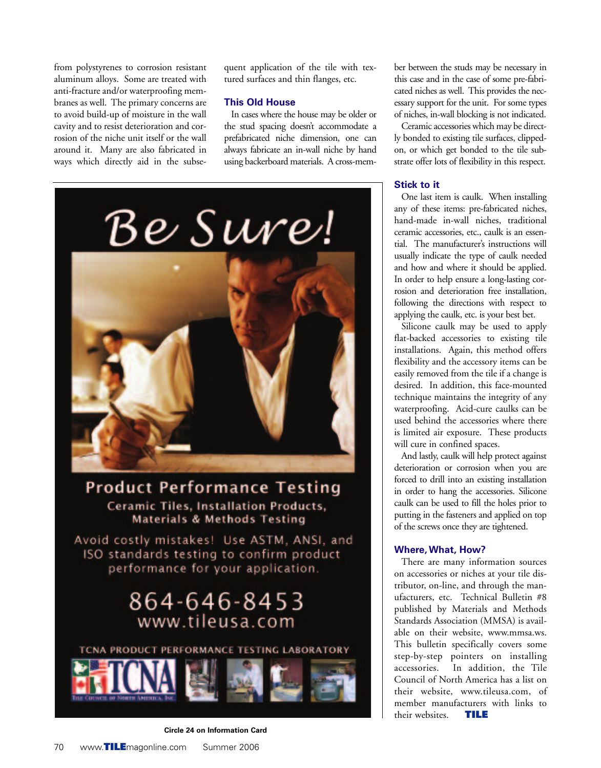from polystyrenes to corrosion resistant aluminum alloys. Some are treated with anti-fracture and/or waterproofing membranes as well. The primary concerns are to avoid build-up of moisture in the wall cavity and to resist deterioration and corrosion of the niche unit itself or the wall around it. Many are also fabricated in ways which directly aid in the subsequent application of the tile with textured surfaces and thin flanges, etc.

## This Old House

In cases where the house may be older or the stud spacing doesn't accommodate a prefabricated niche dimension, one can always fabricate an in-wall niche by hand using backerboard materials. A cross-member between the studs may be necessary in this case and in the case of some pre-fabricated niches as well. This provides the necessary support for the unit. For some types of niches, in-wall blocking is not indicated.

Ceramic accessories which may be directly bonded to existing tile surfaces, clipped-on, or which get bonded to the tile substrate offer lots of flexibility in this respect.

Be Sure!

Product Performance Testing

Ceramic Tiles, Installation Products, Materials & Methods Testing

Avoid costly mistakes! Use ASTM, ANSI, and ISO standards testing to confirm product performance for your application.

864-646-8453
www.tileusa.com

TCNA PRODUCT PERFORMANCE TESTING LABORATORY

Circle 24 on Information Card

## Stick to it

One last item is caulk. When installing any of these items: pre-fabricated niches, hand-made in-wall niches, traditional ceramic accessories, etc., caulk is an essential. The manufacturer's instructions will usually indicate the type of caulk needed and how and where it should be applied. In order to help ensure a long-lasting corrosion and deterioration free installation, following the directions with respect to applying the caulk, etc. is your best bet.

Silicone caulk may be used to apply flat-backed accessories to existing tile installations. Again, this method offers flexibility and the accessory items can be easily removed from the tile if a change is desired. In addition, this face-mounted technique maintains the integrity of any waterproofing. Acid-cure caulks can be used behind the accessories where there is limited air exposure. These products will cure in confined spaces.

And lastly, caulk will help protect against deterioration or corrosion when you are forced to drill into an existing installation in order to hang the accessories. Silicone caulk can be used to fill the holes prior to putting in the fasteners and applied on top of the screws once they are tightened.

## Where, What, How?

There are many information sources on accessories or niches at your tile distributor, on-line, and through the manufacturers, etc. Technical Bulletin #8 published by Materials and Methods Standards Association (MMSA) is available on their website, www.mmsa.ws. This bulletin specifically covers some step-by-step pointers on installing accessories. In addition, the Tile Council of North America has a list on their website, www.tileusa.com, of member manufacturers with links to their websites. **TILE**